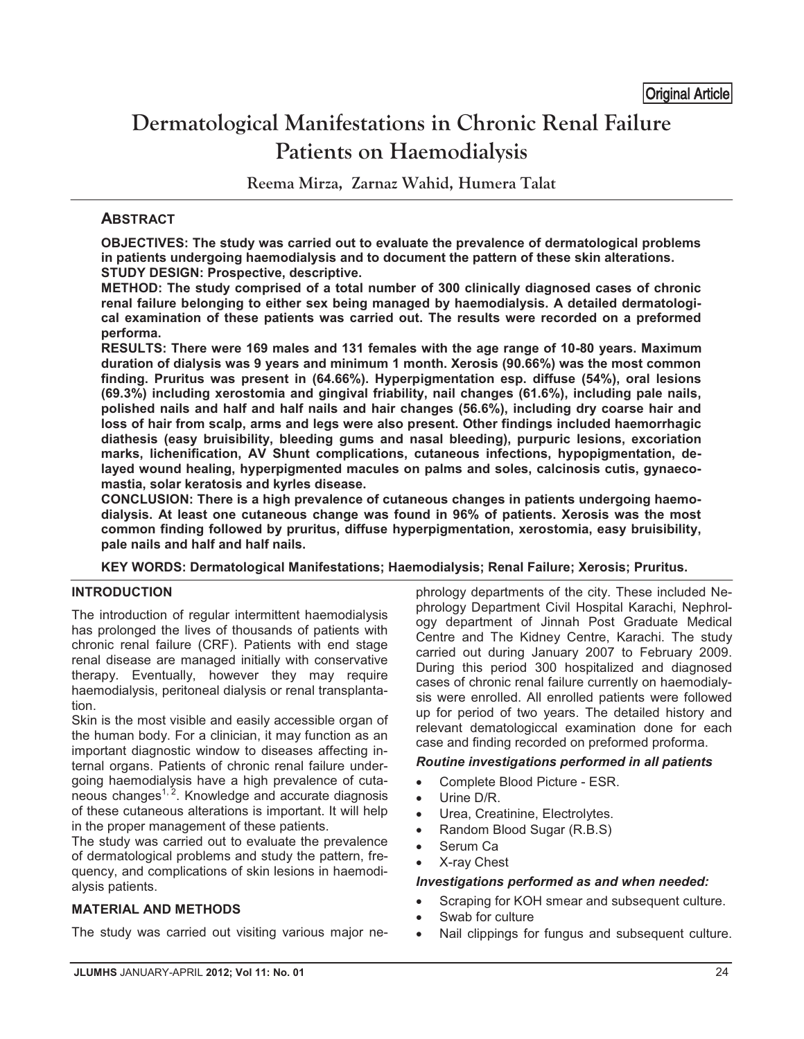Original Article

# Dermatological Manifestations in Chronic Renal Failure Patients on Haemodialysis

**Reema Mirza, Zarnaz Wahid, Humera Talat**

## ABSTRACT

**OBJECTIVES: The study was carried out to evaluate the prevalence of dermatological problems in patients undergoing haemodialysis and to document the pattern of these skin alterations.**
**STUDY DESIGN: Prospective, descriptive.**
**METHOD: The study comprised of a total number of 300 clinically diagnosed cases of chronic renal failure belonging to either sex being managed by haemodialysis. A detailed dermatological examination of these patients was carried out. The results were recorded on a preformed performa.**
**RESULTS: There were 169 males and 131 females with the age range of 10-80 years. Maximum duration of dialysis was 9 years and minimum 1 month. Xerosis (90.66%) was the most common finding. Pruritus was present in (64.66%). Hyperpigmentation esp. diffuse (54%), oral lesions (69.3%) including xerostomia and gingival friability, nail changes (61.6%), including pale nails, polished nails and half and half nails and hair changes (56.6%), including dry coarse hair and loss of hair from scalp, arms and legs were also present. Other findings included haemorrhagic diathesis (easy bruisibility, bleeding gums and nasal bleeding), purpuric lesions, excoriation marks, lichenification, AV Shunt complications, cutaneous infections, hypopigmentation, delayed wound healing, hyperpigmented macules on palms and soles, calcinosis cutis, gynaecomastia, solar keratosis and kyrles disease.**
**CONCLUSION: There is a high prevalence of cutaneous changes in patients undergoing haemodialysis. At least one cutaneous change was found in 96% of patients. Xerosis was the most common finding followed by pruritus, diffuse hyperpigmentation, xerostomia, easy bruisibility, pale nails and half and half nails.**

**KEY WORDS: Dermatological Manifestations; Haemodialysis; Renal Failure; Xerosis; Pruritus.**

## INTRODUCTION

The introduction of regular intermittent haemodialysis has prolonged the lives of thousands of patients with chronic renal failure (CRF). Patients with end stage renal disease are managed initially with conservative therapy. Eventually, however they may require haemodialysis, peritoneal dialysis or renal transplantation.

Skin is the most visible and easily accessible organ of the human body. For a clinician, it may function as an important diagnostic window to diseases affecting internal organs. Patients of chronic renal failure undergoing haemodialysis have a high prevalence of cutaneous changes[1, 2]. Knowledge and accurate diagnosis of these cutaneous alterations is important. It will help in the proper management of these patients.

The study was carried out to evaluate the prevalence of dermatological problems and study the pattern, frequency, and complications of skin lesions in haemodialysis patients.

## MATERIAL AND METHODS

The study was carried out visiting various major nephrology departments of the city. These included Nephrology Department Civil Hospital Karachi, Nephrology department of Jinnah Post Graduate Medical Centre and The Kidney Centre, Karachi. The study carried out during January 2007 to February 2009. During this period 300 hospitalized and diagnosed cases of chronic renal failure currently on haemodialysis were enrolled. All enrolled patients were followed up for period of two years. The detailed history and relevant dematologiccal examination done for each case and finding recorded on preformed proforma.

### *Routine investigations performed in all patients*

- Complete Blood Picture - ESR.
- Urine D/R.
- Urea, Creatinine, Electrolytes.
- Random Blood Sugar (R.B.S)
- Serum Ca
- X-ray Chest

### *Investigations performed as and when needed:*

- Scraping for KOH smear and subsequent culture.
- Swab for culture
- Nail clippings for fungus and subsequent culture.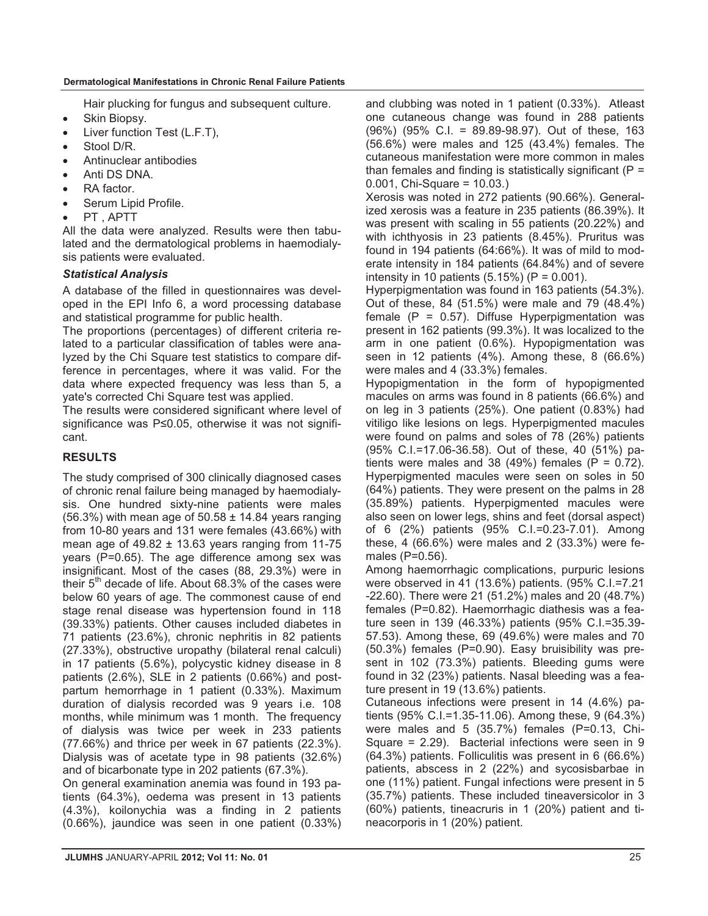Hair plucking for fungus and subsequent culture.

- Skin Biopsy.
- Liver function Test (L.F.T),
- Stool D/R.
- Antinuclear antibodies
- Anti DS DNA.
- RA factor.
- Serum Lipid Profile.
- PT , APTT

All the data were analyzed. Results were then tabulated and the dermatological problems in haemodialysis patients were evaluated.

### *Statistical Analysis*

A database of the filled in questionnaires was developed in the EPI Info 6, a word processing database and statistical programme for public health.

The proportions (percentages) of different criteria related to a particular classification of tables were analyzed by the Chi Square test statistics to compare difference in percentages, where it was valid. For the data where expected frequency was less than 5, a yate's corrected Chi Square test was applied.

The results were considered significant where level of significance was P≤0.05, otherwise it was not significant.

## RESULTS

The study comprised of 300 clinically diagnosed cases of chronic renal failure being managed by haemodialysis. One hundred sixty-nine patients were males (56.3%) with mean age of 50.58 ± 14.84 years ranging from 10-80 years and 131 were females (43.66%) with mean age of 49.82 ± 13.63 years ranging from 11-75 years (P=0.65). The age difference among sex was insignificant. Most of the cases (88, 29.3%) were in their 5th decade of life. About 68.3% of the cases were below 60 years of age. The commonest cause of end stage renal disease was hypertension found in 118 (39.33%) patients. Other causes included diabetes in 71 patients (23.6%), chronic nephritis in 82 patients (27.33%), obstructive uropathy (bilateral renal calculi) in 17 patients (5.6%), polycystic kidney disease in 8 patients (2.6%), SLE in 2 patients (0.66%) and post-partum hemorrhage in 1 patient (0.33%). Maximum duration of dialysis recorded was 9 years i.e. 108 months, while minimum was 1 month. The frequency of dialysis was twice per week in 233 patients (77.66%) and thrice per week in 67 patients (22.3%). Dialysis was of acetate type in 98 patients (32.6%) and of bicarbonate type in 202 patients (67.3%).

On general examination anemia was found in 193 patients (64.3%), oedema was present in 13 patients (4.3%), koilonychia was a finding in 2 patients (0.66%), jaundice was seen in one patient (0.33%) and clubbing was noted in 1 patient (0.33%). Atleast one cutaneous change was found in 288 patients (96%) (95% C.I. = 89.89-98.97). Out of these, 163 (56.6%) were males and 125 (43.4%) females. The cutaneous manifestation were more common in males than females and finding is statistically significant (P = 0.001, Chi-Square = 10.03.)

Xerosis was noted in 272 patients (90.66%). Generalized xerosis was a feature in 235 patients (86.39%). It was present with scaling in 55 patients (20.22%) and with ichthyosis in 23 patients (8.45%). Pruritus was found in 194 patients (64:66%). It was of mild to moderate intensity in 184 patients (64.84%) and of severe intensity in 10 patients (5.15%) (P = 0.001).

Hyperpigmentation was found in 163 patients (54.3%). Out of these, 84 (51.5%) were male and 79 (48.4%) female (P = 0.57). Diffuse Hyperpigmentation was present in 162 patients (99.3%). It was localized to the arm in one patient (0.6%). Hypopigmentation was seen in 12 patients (4%). Among these, 8 (66.6%) were males and 4 (33.3%) females.

Hypopigmentation in the form of hypopigmented macules on arms was found in 8 patients (66.6%) and on leg in 3 patients (25%). One patient (0.83%) had vitiligo like lesions on legs. Hyperpigmented macules were found on palms and soles of 78 (26%) patients (95% C.I.=17.06-36.58). Out of these, 40 (51%) patients were males and 38 (49%) females (P = 0.72). Hyperpigmented macules were seen on soles in 50 (64%) patients. They were present on the palms in 28 (35.89%) patients. Hyperpigmented macules were also seen on lower legs, shins and feet (dorsal aspect) of 6 (2%) patients (95% C.I.=0.23-7.01). Among these, 4 (66.6%) were males and 2 (33.3%) were females (P=0.56).

Among haemorrhagic complications, purpuric lesions were observed in 41 (13.6%) patients. (95% C.I.=7.21-22.60). There were 21 (51.2%) males and 20 (48.7%) females (P=0.82). Haemorrhagic diathesis was a feature seen in 139 (46.33%) patients (95% C.I.=35.39-57.53). Among these, 69 (49.6%) were males and 70 (50.3%) females (P=0.90). Easy bruisibility was present in 102 (73.3%) patients. Bleeding gums were found in 32 (23%) patients. Nasal bleeding was a feature present in 19 (13.6%) patients.

Cutaneous infections were present in 14 (4.6%) patients (95% C.I.=1.35-11.06). Among these, 9 (64.3%) were males and 5 (35.7%) females (P=0.13, Chi-Square = 2.29). Bacterial infections were seen in 9 (64.3%) patients. Folliculitis was present in 6 (66.6%) patients, abscess in 2 (22%) and sycosisbarbae in one (11%) patient. Fungal infections were present in 5 (35.7%) patients. These included tineaversicolor in 3 (60%) patients, tineacruris in 1 (20%) patient and tineacorporis in 1 (20%) patient.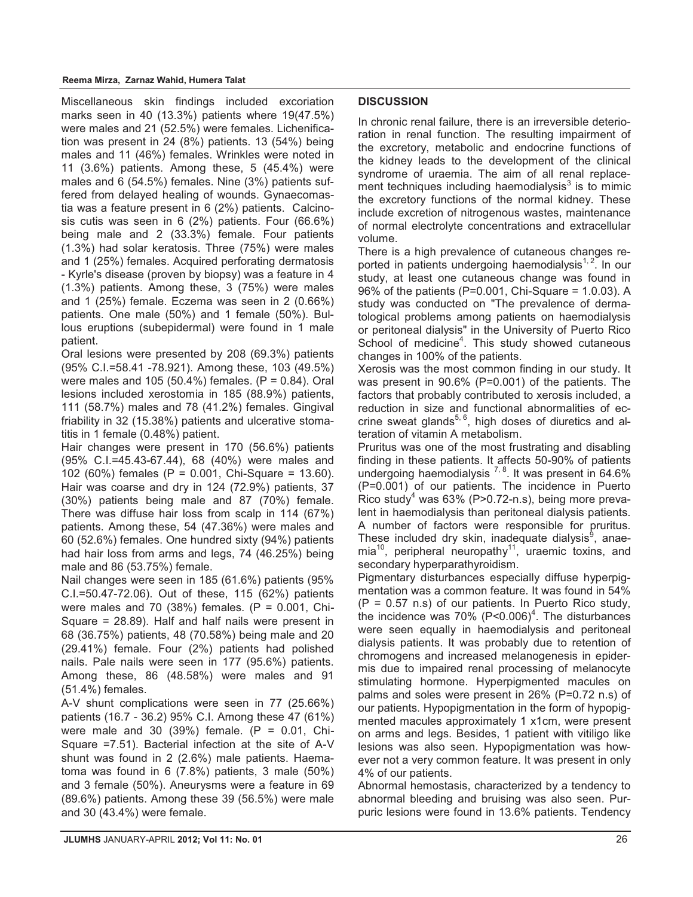Miscellaneous skin findings included excoriation marks seen in 40 (13.3%) patients where 19(47.5%) were males and 21 (52.5%) were females. Lichenification was present in 24 (8%) patients. 13 (54%) being males and 11 (46%) females. Wrinkles were noted in 11 (3.6%) patients. Among these, 5 (45.4%) were males and 6 (54.5%) females. Nine (3%) patients suffered from delayed healing of wounds. Gynaecomastia was a feature present in 6 (2%) patients. Calcinosis cutis was seen in 6 (2%) patients. Four (66.6%) being male and 2 (33.3%) female. Four patients (1.3%) had solar keratosis. Three (75%) were males and 1 (25%) females. Acquired perforating dermatosis - Kyrle's disease (proven by biopsy) was a feature in 4 (1.3%) patients. Among these, 3 (75%) were males and 1 (25%) female. Eczema was seen in 2 (0.66%) patients. One male (50%) and 1 female (50%). Bullous eruptions (subepidermal) were found in 1 male patient.

Oral lesions were presented by 208 (69.3%) patients (95% C.I.=58.41 -78.921). Among these, 103 (49.5%) were males and 105 (50.4%) females. (P = 0.84). Oral lesions included xerostomia in 185 (88.9%) patients, 111 (58.7%) males and 78 (41.2%) females. Gingival friability in 32 (15.38%) patients and ulcerative stomatitis in 1 female (0.48%) patient.

Hair changes were present in 170 (56.6%) patients (95% C.I.=45.43-67.44), 68 (40%) were males and 102 (60%) females (P = 0.001, Chi-Square = 13.60). Hair was coarse and dry in 124 (72.9%) patients, 37 (30%) patients being male and 87 (70%) female. There was diffuse hair loss from scalp in 114 (67%) patients. Among these, 54 (47.36%) were males and 60 (52.6%) females. One hundred sixty (94%) patients had hair loss from arms and legs, 74 (46.25%) being male and 86 (53.75%) female.

Nail changes were seen in 185 (61.6%) patients (95% C.I.=50.47-72.06). Out of these, 115 (62%) patients were males and 70 (38%) females. (P = 0.001, Chi-Square = 28.89). Half and half nails were present in 68 (36.75%) patients, 48 (70.58%) being male and 20 (29.41%) female. Four (2%) patients had polished nails. Pale nails were seen in 177 (95.6%) patients. Among these, 86 (48.58%) were males and 91 (51.4%) females.

A-V shunt complications were seen in 77 (25.66%) patients (16.7 - 36.2) 95% C.I. Among these 47 (61%) were male and 30 (39%) female. (P = 0.01, Chi-Square =7.51). Bacterial infection at the site of A-V shunt was found in 2 (2.6%) male patients. Haematoma was found in 6 (7.8%) patients, 3 male (50%) and 3 female (50%). Aneurysms were a feature in 69 (89.6%) patients. Among these 39 (56.5%) were male and 30 (43.4%) were female.

## DISCUSSION

In chronic renal failure, there is an irreversible deterioration in renal function. The resulting impairment of the excretory, metabolic and endocrine functions of the kidney leads to the development of the clinical syndrome of uraemia. The aim of all renal replacement techniques including haemodialysis[3] is to mimic the excretory functions of the normal kidney. These include excretion of nitrogenous wastes, maintenance of normal electrolyte concentrations and extracellular volume.

There is a high prevalence of cutaneous changes reported in patients undergoing haemodialysis[1, 2]. In our study, at least one cutaneous change was found in 96% of the patients (P=0.001, Chi-Square = 1.0.03). A study was conducted on "The prevalence of dermatological problems among patients on haemodialysis or peritoneal dialysis" in the University of Puerto Rico School of medicine[4]. This study showed cutaneous changes in 100% of the patients.

Xerosis was the most common finding in our study. It was present in 90.6% (P=0.001) of the patients. The factors that probably contributed to xerosis included, a reduction in size and functional abnormalities of eccrine sweat glands[5, 6], high doses of diuretics and alteration of vitamin A metabolism.

Pruritus was one of the most frustrating and disabling finding in these patients. It affects 50-90% of patients undergoing haemodialysis [7, 8]. It was present in 64.6% (P=0.001) of our patients. The incidence in Puerto Rico study[4] was 63% (P>0.72-n.s), being more prevalent in haemodialysis than peritoneal dialysis patients. A number of factors were responsible for pruritus. These included dry skin, inadequate dialysis[9], anaemia[10], peripheral neuropathy[11], uraemic toxins, and secondary hyperparathyroidism.

Pigmentary disturbances especially diffuse hyperpigmentation was a common feature. It was found in 54% (P = 0.57 n.s) of our patients. In Puerto Rico study, the incidence was 70% (P<0.006)[4]. The disturbances were seen equally in haemodialysis and peritoneal dialysis patients. It was probably due to retention of chromogens and increased melanogenesis in epidermis due to impaired renal processing of melanocyte stimulating hormone. Hyperpigmented macules on palms and soles were present in 26% (P=0.72 n.s) of our patients. Hypopigmentation in the form of hypopigmented macules approximately 1 x1cm, were present on arms and legs. Besides, 1 patient with vitiligo like lesions was also seen. Hypopigmentation was however not a very common feature. It was present in only 4% of our patients.

Abnormal hemostasis, characterized by a tendency to abnormal bleeding and bruising was also seen. Purpuric lesions were found in 13.6% patients. Tendency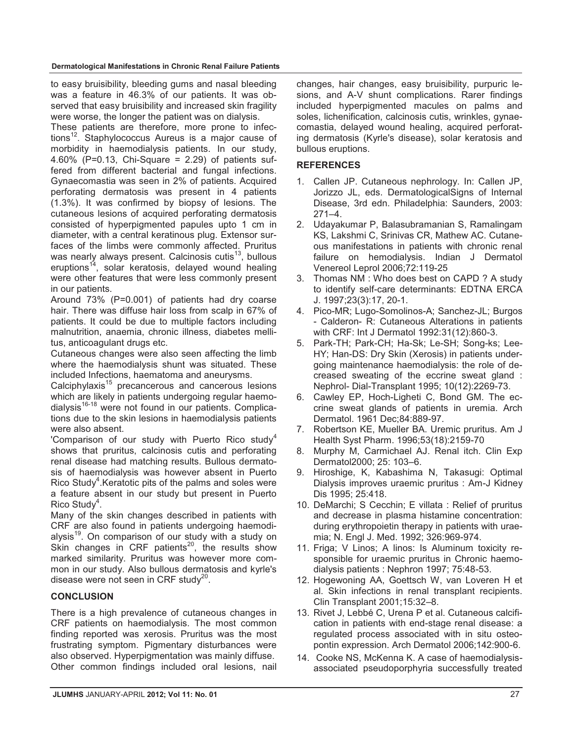to easy bruisibility, bleeding gums and nasal bleeding was a feature in 46.3% of our patients. It was observed that easy bruisibility and increased skin fragility were worse, the longer the patient was on dialysis.

These patients are therefore, more prone to infections[12]. Staphylococcus Aureus is a major cause of morbidity in haemodialysis patients. In our study, 4.60% (P=0.13, Chi-Square = 2.29) of patients suffered from different bacterial and fungal infections. Gynaecomastia was seen in 2% of patients. Acquired perforating dermatosis was present in 4 patients (1.3%). It was confirmed by biopsy of lesions. The cutaneous lesions of acquired perforating dermatosis consisted of hyperpigmented papules upto 1 cm in diameter, with a central keratinous plug. Extensor surfaces of the limbs were commonly affected. Pruritus was nearly always present. Calcinosis cutis[13], bullous eruptions[14], solar keratosis, delayed wound healing were other features that were less commonly present in our patients.

Around 73% (P=0.001) of patients had dry coarse hair. There was diffuse hair loss from scalp in 67% of patients. It could be due to multiple factors including malnutrition, anaemia, chronic illness, diabetes mellitus, anticoagulant drugs etc.

Cutaneous changes were also seen affecting the limb where the haemodialysis shunt was situated. These included Infections, haematoma and aneurysms.

Calciphylaxis[15] precancerous and cancerous lesions which are likely in patients undergoing regular haemodialysis[16-18] were not found in our patients. Complications due to the skin lesions in haemodialysis patients were also absent.

'Comparison of our study with Puerto Rico study[4] shows that pruritus, calcinosis cutis and perforating renal disease had matching results. Bullous dermatosis of haemodialysis was however absent in Puerto Rico Study[4].Keratotic pits of the palms and soles were a feature absent in our study but present in Puerto Rico Study[4].

Many of the skin changes described in patients with CRF are also found in patients undergoing haemodialysis[19]. On comparison of our study with a study on Skin changes in CRF patients[20], the results show marked similarity. Pruritus was however more common in our study. Also bullous dermatosis and kyrle's disease were not seen in CRF study[20].

## CONCLUSION

There is a high prevalence of cutaneous changes in CRF patients on haemodialysis. The most common finding reported was xerosis. Pruritus was the most frustrating symptom. Pigmentary disturbances were also observed. Hyperpigmentation was mainly diffuse. Other common findings included oral lesions, nail changes, hair changes, easy bruisibility, purpuric lesions, and A-V shunt complications. Rarer findings included hyperpigmented macules on palms and soles, lichenification, calcinosis cutis, wrinkles, gynaecomastia, delayed wound healing, acquired perforating dermatosis (Kyrle's disease), solar keratosis and bullous eruptions.

## REFERENCES

1. Callen JP. Cutaneous nephrology. In: Callen JP, Jorizzo JL, eds. DermatologicalSigns of Internal Disease, 3rd edn. Philadelphia: Saunders, 2003: 271–4.
2. Udayakumar P, Balasubramanian S, Ramalingam KS, Lakshmi C, Srinivas CR, Mathew AC. Cutaneous manifestations in patients with chronic renal failure on hemodialysis. Indian J Dermatol Venereol Leprol 2006;72:119-25
3. Thomas NM : Who does best on CAPD ? A study to identify self-care determinants: EDTNA ERCA J. 1997;23(3):17, 20-1.
4. Pico-MR; Lugo-Somolinos-A; Sanchez-JL; Burgos - Calderon- R: Cutaneous Alterations in patients with CRF: Int J Dermatol 1992:31(12):860-3.
5. Park-TH; Park-CH; Ha-Sk; Le-SH; Song-ks; Lee-HY; Han-DS: Dry Skin (Xerosis) in patients undergoing maintenance haemodialysis: the role of decreased sweating of the eccrine sweat gland : Nephrol- Dial-Transplant 1995; 10(12):2269-73.
6. Cawley EP, Hoch-Ligheti C, Bond GM. The eccrine sweat glands of patients in uremia. Arch Dermatol. 1961 Dec;84:889-97.
7. Robertson KE, Mueller BA. Uremic pruritus. Am J Health Syst Pharm. 1996;53(18):2159-70
8. Murphy M, Carmichael AJ. Renal itch. Clin Exp Dermatol2000; 25: 103–6.
9. Hiroshige, K, Kabashima N, Takasugi: Optimal Dialysis improves uraemic pruritus : Am-J Kidney Dis 1995; 25:418.
10. DeMarchi; S Cecchin; E villata : Relief of pruritus and decrease in plasma histamine concentration: during erythropoietin therapy in patients with uraemia; N. Engl J. Med. 1992; 326:969-974.
11. Friga; V Linos; A linos: Is Aluminum toxicity responsible for uraemic pruritus in Chronic haemodialysis patients : Nephron 1997; 75:48-53.
12. Hogewoning AA, Goettsch W, van Loveren H et al. Skin infections in renal transplant recipients. Clin Transplant 2001;15:32–8.
13. Rivet J, Lebbé C, Urena P et al. Cutaneous calcification in patients with end-stage renal disease: a regulated process associated with in situ osteopontin expression. Arch Dermatol 2006;142:900-6.
14. Cooke NS, McKenna K. A case of haemodialysis-associated pseudoporphyria successfully treated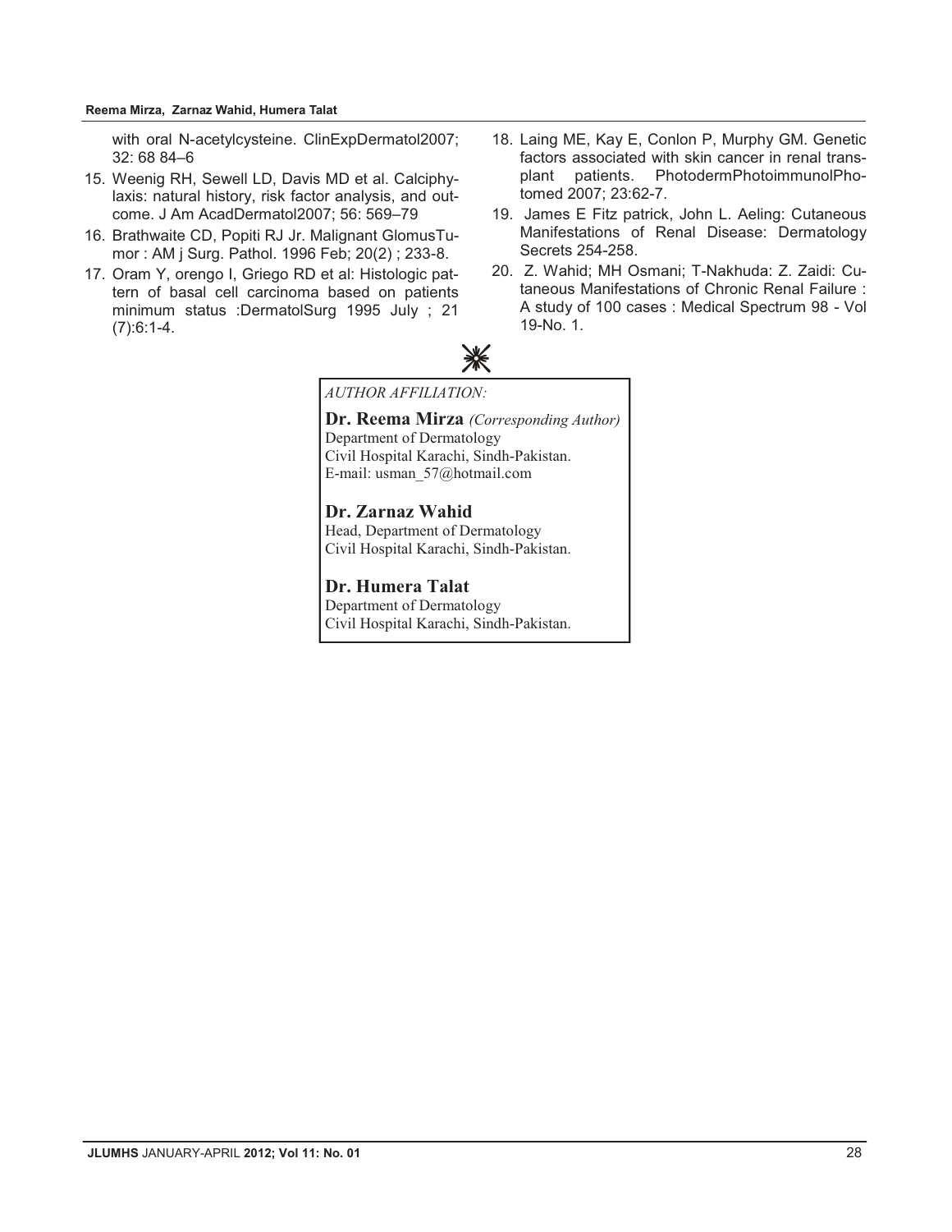with oral N-acetylcysteine. ClinExpDermatol2007; 32: 68 84–6

15. Weenig RH, Sewell LD, Davis MD et al. Calciphylaxis: natural history, risk factor analysis, and outcome. J Am AcadDermatol2007; 56: 569–79
16. Brathwaite CD, Popiti RJ Jr. Malignant GlomusTumor : AM j Surg. Pathol. 1996 Feb; 20(2) ; 233-8.
17. Oram Y, orengo I, Griego RD et al: Histologic pattern of basal cell carcinoma based on patients minimum status :DermatolSurg 1995 July ; 21 (7):6:1-4.
18. Laing ME, Kay E, Conlon P, Murphy GM. Genetic factors associated with skin cancer in renal transplant patients. PhotodermPhotoimmunolPhotomed 2007; 23:62-7.
19. James E Fitz patrick, John L. Aeling: Cutaneous Manifestations of Renal Disease: Dermatology Secrets 254-258.
20. Z. Wahid; MH Osmani; T-Nakhuda: Z. Zaidi: Cutaneous Manifestations of Chronic Renal Failure : A study of 100 cases : Medical Spectrum 98 - Vol 19-No. 1.

*AUTHOR AFFILIATION:*

**Dr. Reema Mirza** *(Corresponding Author)*
Department of Dermatology
Civil Hospital Karachi, Sindh-Pakistan.
E-mail: usman_57@hotmail.com

**Dr. Zarnaz Wahid**
Head, Department of Dermatology
Civil Hospital Karachi, Sindh-Pakistan.

**Dr. Humera Talat**
Department of Dermatology
Civil Hospital Karachi, Sindh-Pakistan.